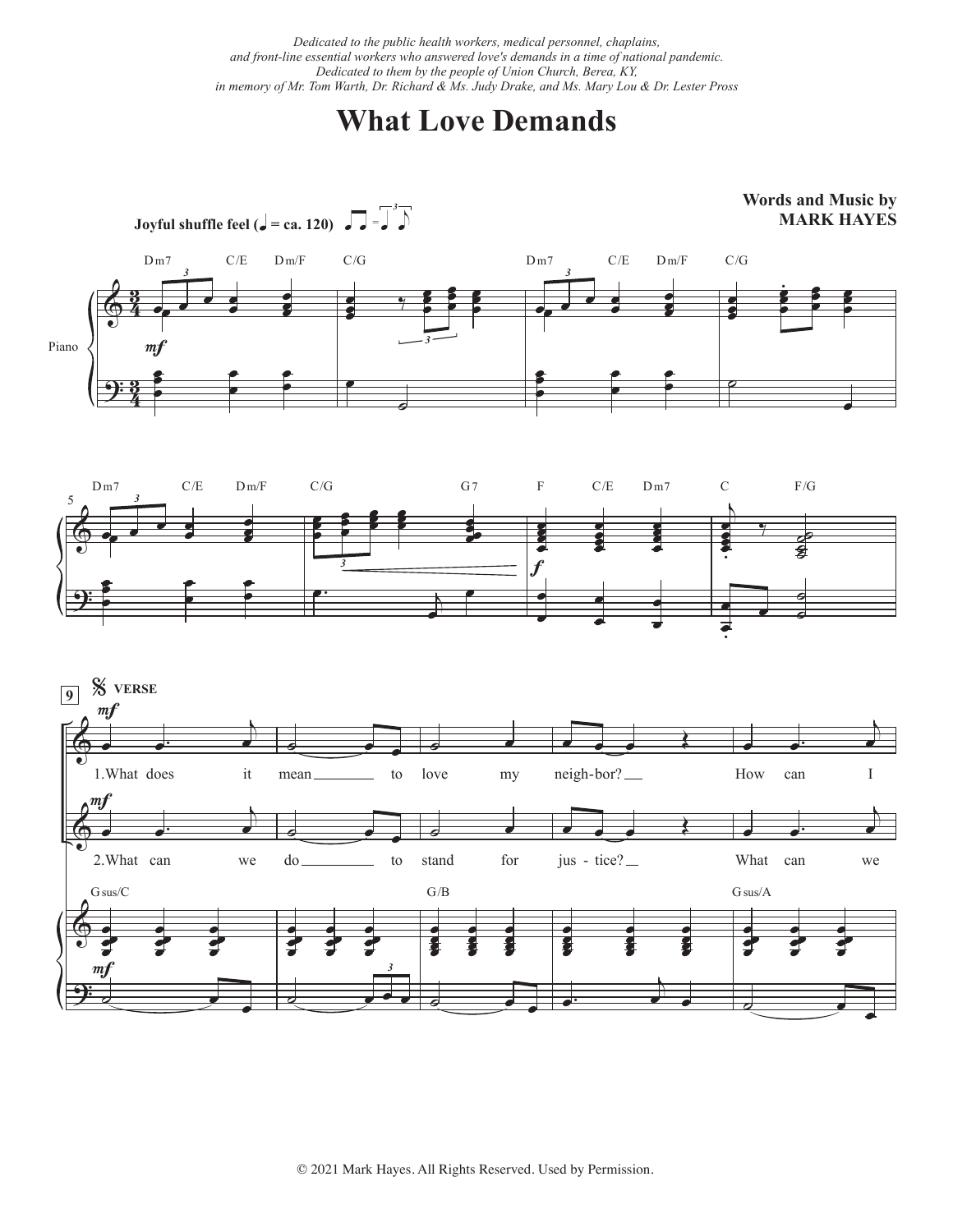*Dedicated to the public health workers, medical personnel, chaplains,*
*and front-line essential workers who answered love's demands in a time of national pandemic.*
*Dedicated to them by the people of Union Church, Berea, KY,*
*in memory of Mr. Tom Warth, Dr. Richard & Ms. Judy Drake, and Ms. Mary Lou & Dr. Lester Pross*

# What Love Demands

**Words and Music by**
**MARK HAYES**

**Joyful shuffle feel (♩ = ca. 120)**

Piano

**VERSE**

1. What does it mean to love my neighbor? How can I

2. What can we do to stand for justice? What can we

© 2021 Mark Hayes. All Rights Reserved. Used by Permission.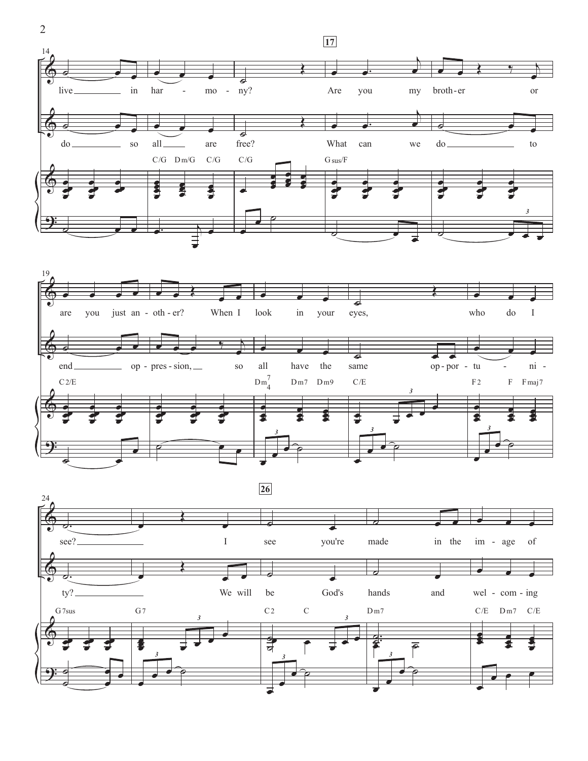14

17

live in har - mo - ny? Are you my broth - er or

do so all are free? What can we do to

C/G Dm/G C/G C/G Gsus/F

19

are you just an - oth - er? When I look in your eyes, who do I

end op - pres - sion, so all have the same op - por - tu - ni -

C2/E Dm7/4 Dm7 Dm9 C/E F2 F Fmaj7

24

26

see? I see you're made in the im - age of

ty? We will be God's hands and wel - com - ing

G7sus G7 C2 C Dm7 C/E Dm7 C/E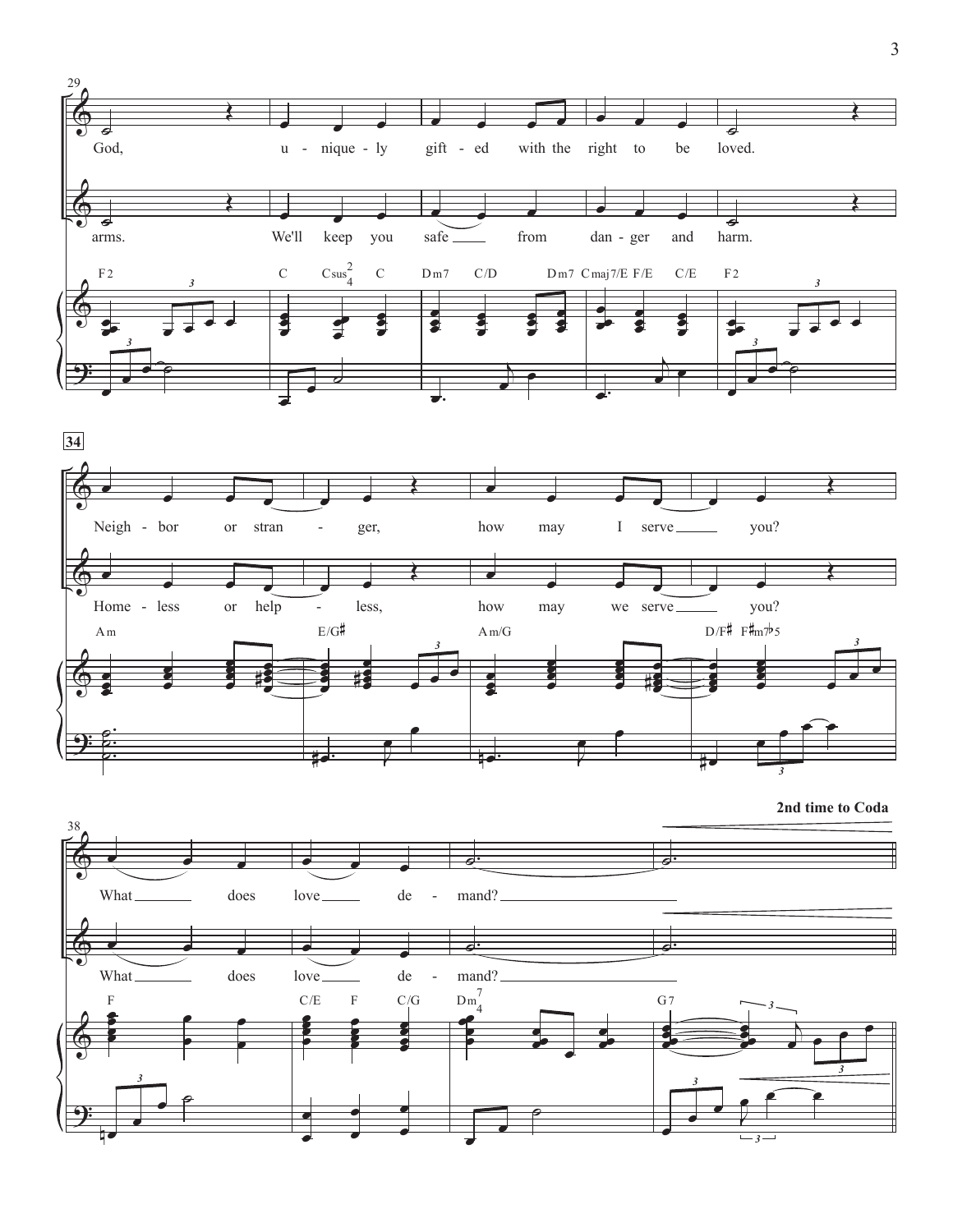God, u - nique - ly gift - ed with the right to be loved.

arms. We'll keep you safe from dan - ger and harm.

F2 C Csus$^2_4$ C Dm7 C/D Dm7 Cmaj7/E F/E C/E F2

Neigh - bor or stran - ger, how may I serve you?

Home - less or help - less, how may we serve you?

Am E/G♯ Am/G D/F♯ F♯m7♭5

**2nd time to Coda**

What does love de - mand?

What does love de - mand?

F C/E F C/G Dm$^7_4$ G7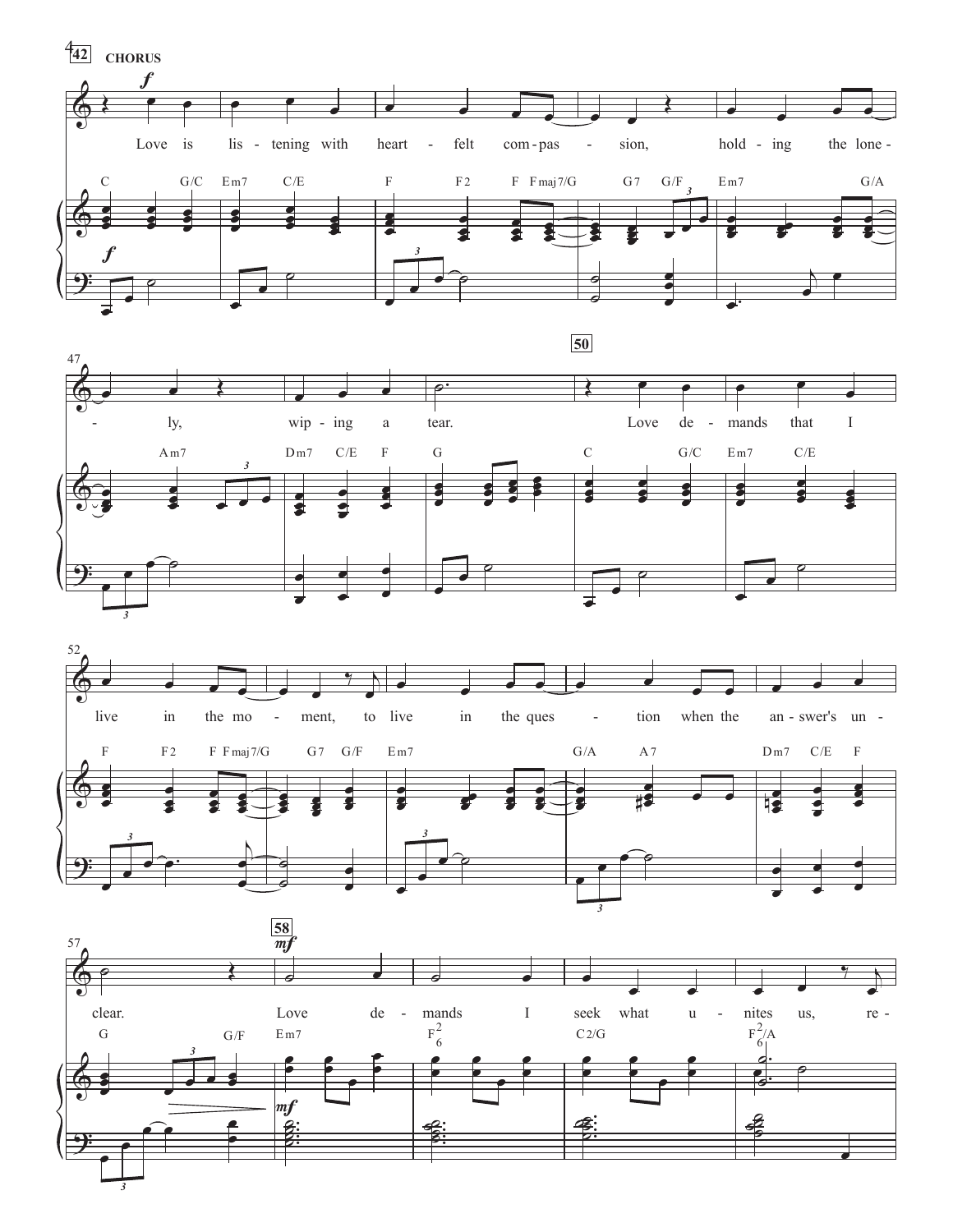**CHORUS**

Love is listening with heartfelt compassion, holding the lonely, wiping a tear.

Love demands that I live in the moment, to live in the question when the answer's unclear.

Love demands I seek what unites us, re-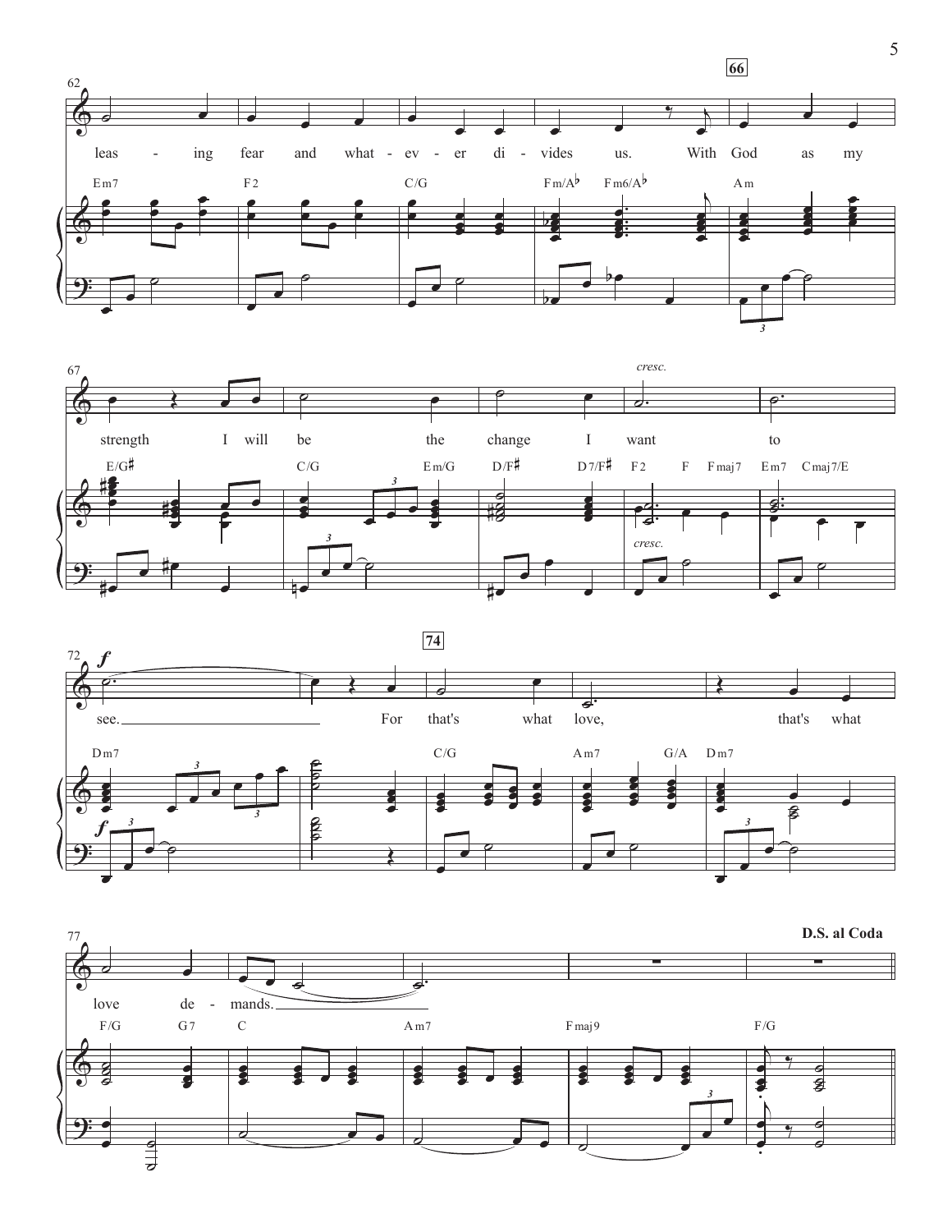62 — 66

leas - ing fear and what - ev - er di - vides us. With God as my

Em7 F2 C/G Fm/A♭ Fm6/A♭ Am

67

*cresc.*

strength I will be the change I want to

E/G♯ C/G Em/G D/F♯ D7/F♯ F2 F Fmaj7 Em7 Cmaj7/E

*cresc.*

72 — 74

***f***

see. For that's what love, that's what

Dm7 C/G Am7 G/A Dm7

***f***

77

**D.S. al Coda**

love de - mands.

F/G G7 C Am7 Fmaj9 F/G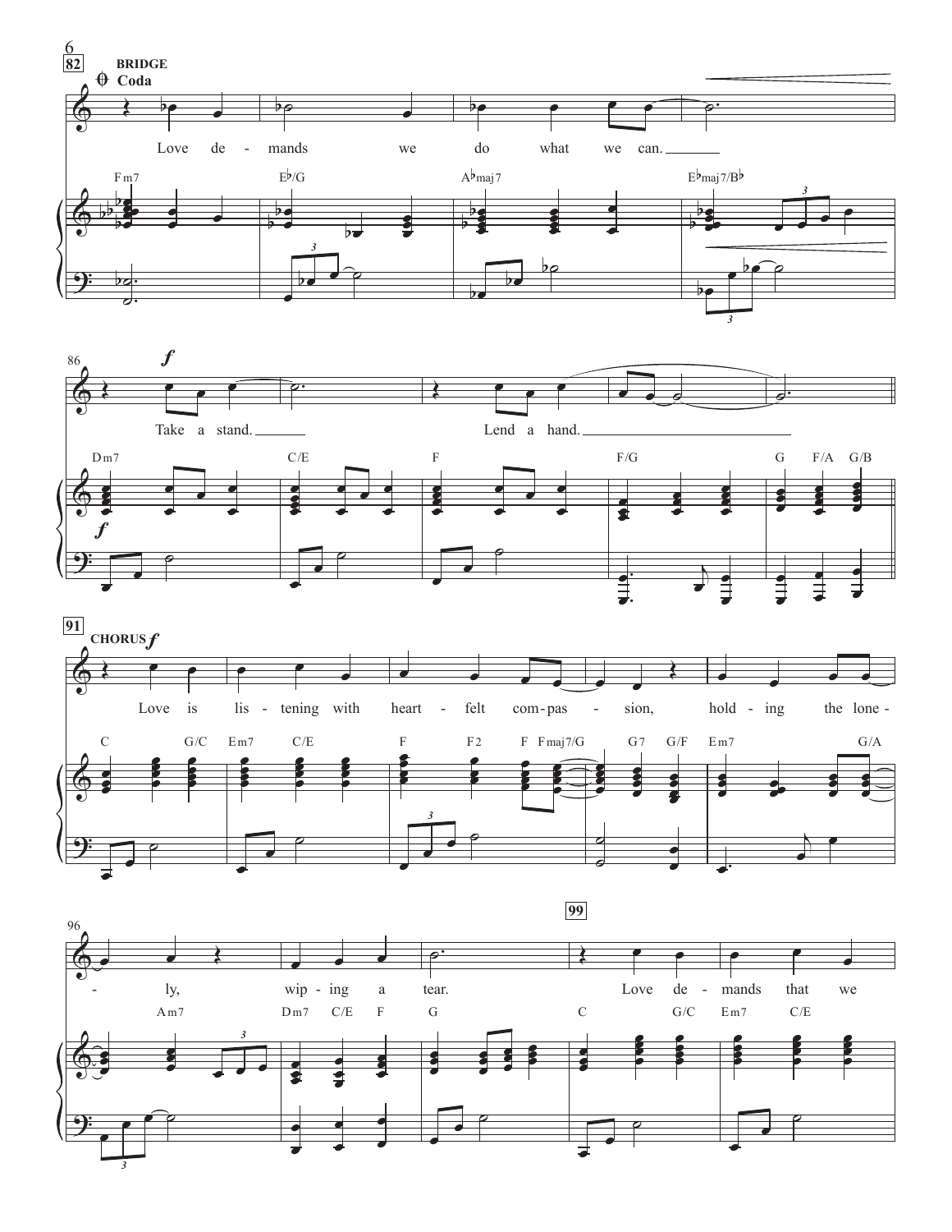**82** **BRIDGE**

**Coda**

Love de - mands we do what we can.

Fm7 E♭/G A♭maj7 E♭maj7/B♭

86 *f*

Take a stand. Lend a hand.

Dm7 C/E F F/G G F/A G/B

**91** **CHORUS** *f*

Love is lis - tening with heart - felt com - pas - sion, hold - ing the lone -

C G/C Em7 C/E F F2 F Fmaj7/G G7 G/F Em7 G/A

96

- ly, wip - ing a tear.

**99**

Love de - mands that we

Am7 Dm7 C/E F G C G/C Em7 C/E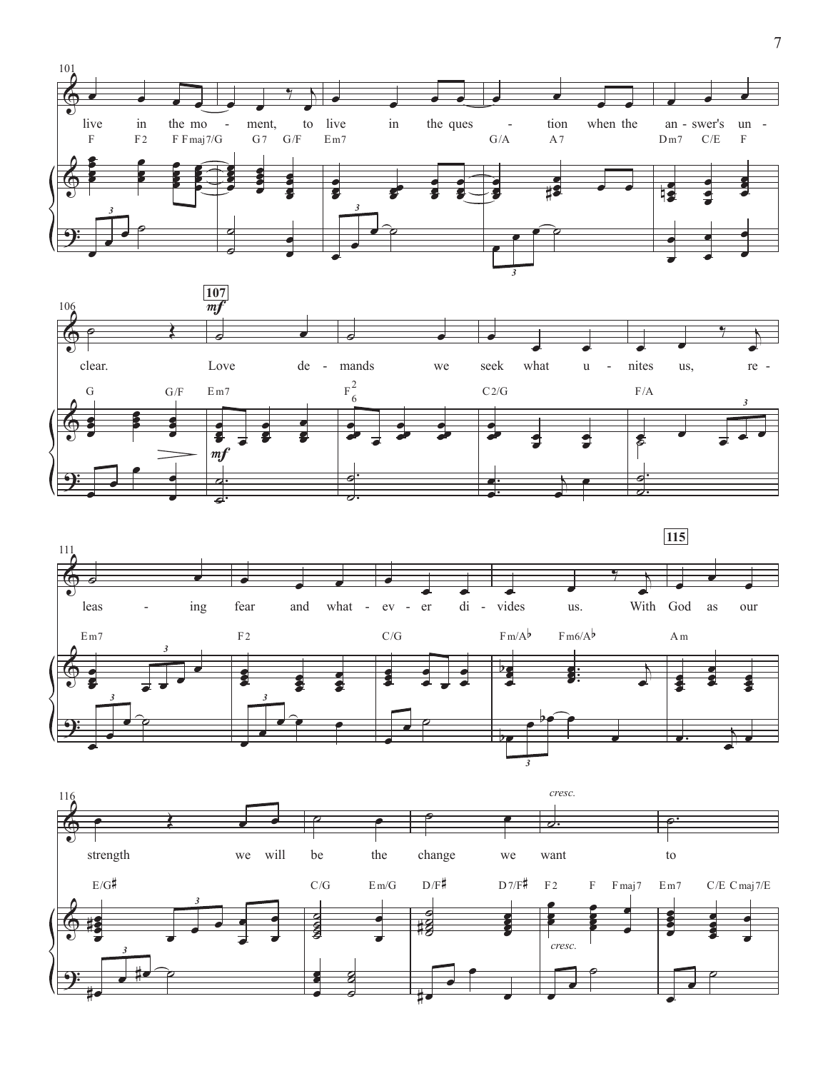101

live in the moment, to live in the question when the answer's unclear.

107 *mf*

Love demands we seek what unites us, releasing fear and whatever divides us.

115

With God as our strength we will be the change we want to

*cresc.*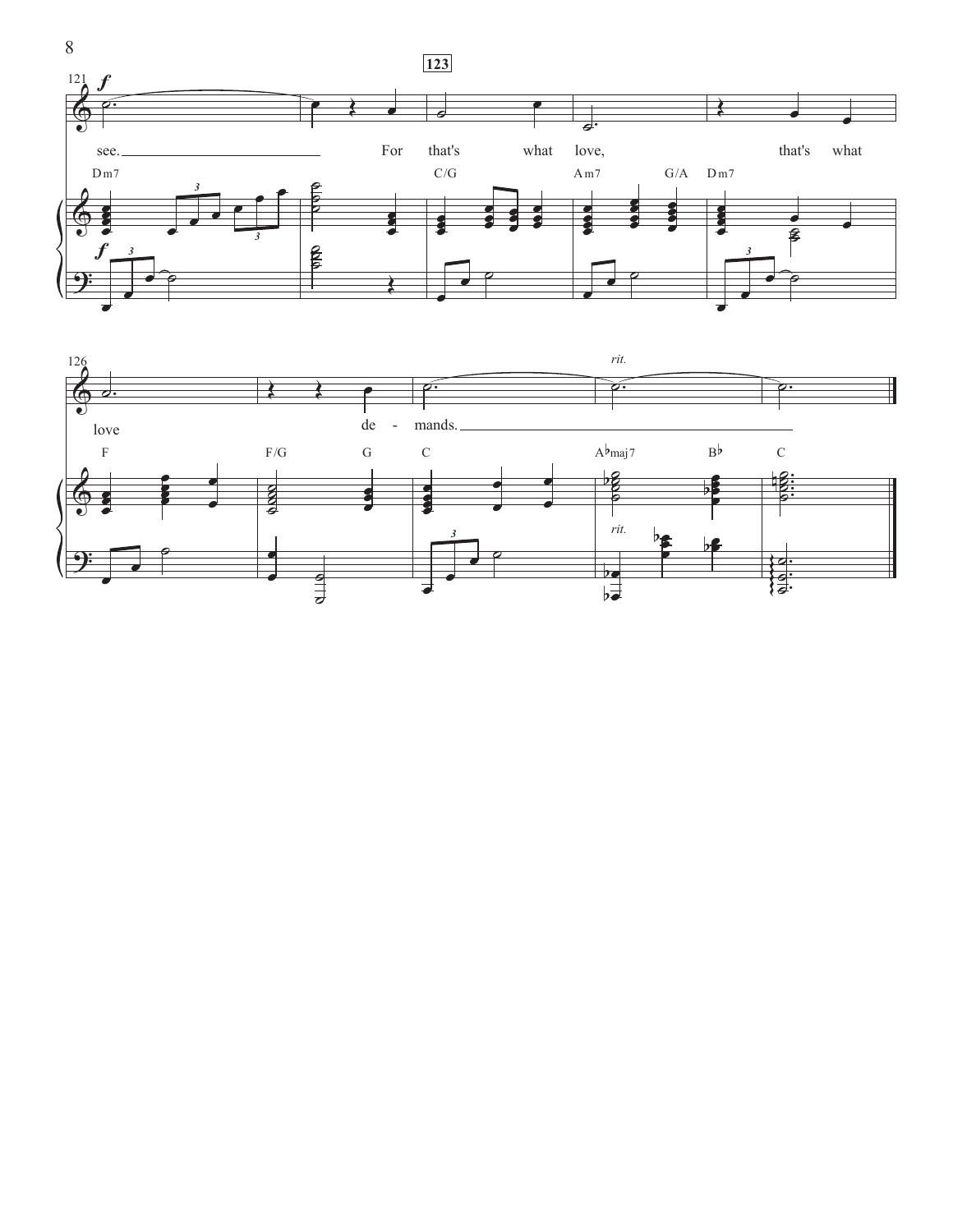see. For that's what love, that's what love de - mands.